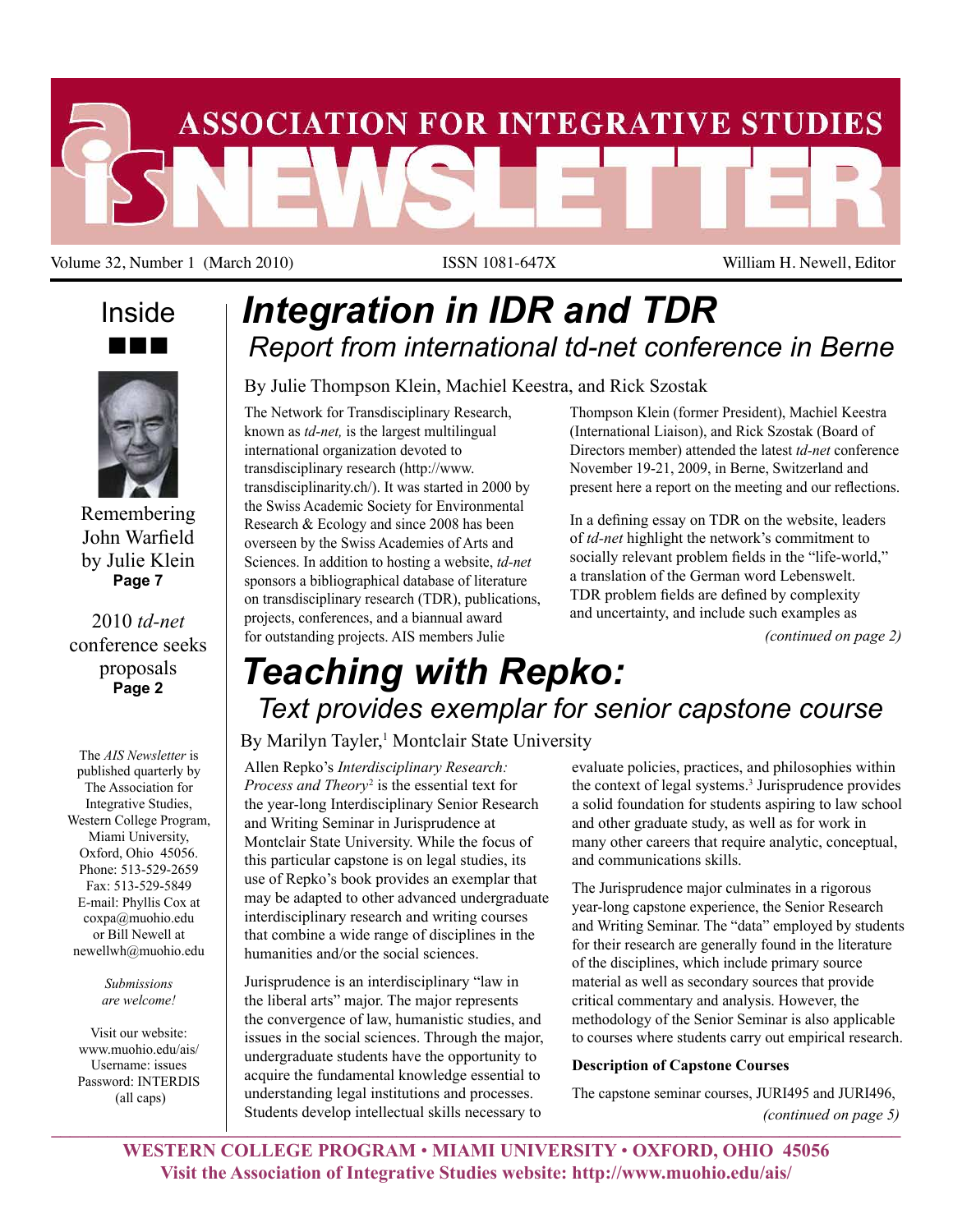# ASSOCIATION FOR INTEGRATIVE STUDIES NEWSLETTER

Volume 32, Number 1 (March 2010) ISSN 1081-647X William H. Newell, Editor

## Inside

Remembering John Warfield by Julie Klein **Page 7**

2010 *td-net* conference seeks proposals **Page 2**

The *AIS Newsletter* is published quarterly by The Association for Integrative Studies, Western College Program, Miami University, Oxford, Ohio 45056. Phone: 513-529-2659 Fax: 513-529-5849 E-mail: Phyllis Cox at coxpa@muohio.edu or Bill Newell at newellwh@muohio.edu

*Submissions are welcome!*

Visit our website: www.muohio.edu/ais/ Username: issues Password: INTERDIS (all caps)

# *Integration in IDR and TDR*

## *Report from international td-net conference in Berne*

By Julie Thompson Klein, Machiel Keestra, and Rick Szostak

The Network for Transdisciplinary Research, known as *td-net,* is the largest multilingual international organization devoted to transdisciplinary research (http://www.transdisciplinarity.ch/). It was started in 2000 by the Swiss Academic Society for Environmental Research & Ecology and since 2008 has been overseen by the Swiss Academies of Arts and Sciences. In addition to hosting a website, *td-net* sponsors a bibliographical database of literature on transdisciplinary research (TDR), publications, projects, conferences, and a biannual award for outstanding projects. AIS members Julie Thompson Klein (former President), Machiel Keestra (International Liaison), and Rick Szostak (Board of Directors member) attended the latest *td-net* conference November 19-21, 2009, in Berne, Switzerland and present here a report on the meeting and our reflections.

In a defining essay on TDR on the website, leaders of *td-net* highlight the network's commitment to socially relevant problem fields in the "life-world," a translation of the German word Lebenswelt. TDR problem fields are defined by complexity and uncertainty, and include such examples as

*(continued on page 2)*

# *Teaching with Repko:*

## *Text provides exemplar for senior capstone course*

By Marilyn Tayler,[1] Montclair State University

Allen Repko's *Interdisciplinary Research: Process and Theory*[2] is the essential text for the year-long Interdisciplinary Senior Research and Writing Seminar in Jurisprudence at Montclair State University. While the focus of this particular capstone is on legal studies, its use of Repko's book provides an exemplar that may be adapted to other advanced undergraduate interdisciplinary research and writing courses that combine a wide range of disciplines in the humanities and/or the social sciences.

Jurisprudence is an interdisciplinary "law in the liberal arts" major. The major represents the convergence of law, humanistic studies, and issues in the social sciences. Through the major, undergraduate students have the opportunity to acquire the fundamental knowledge essential to understanding legal institutions and processes. Students develop intellectual skills necessary to evaluate policies, practices, and philosophies within the context of legal systems.[3] Jurisprudence provides a solid foundation for students aspiring to law school and other graduate study, as well as for work in many other careers that require analytic, conceptual, and communications skills.

The Jurisprudence major culminates in a rigorous year-long capstone experience, the Senior Research and Writing Seminar. The "data" employed by students for their research are generally found in the literature of the disciplines, which include primary source material as well as secondary sources that provide critical commentary and analysis. However, the methodology of the Senior Seminar is also applicable to courses where students carry out empirical research.

**Description of Capstone Courses**

The capstone seminar courses, JURI495 and JURI496,

*(continued on page 5)*

**WESTERN COLLEGE PROGRAM • MIAMI UNIVERSITY • OXFORD, OHIO 45056**
**Visit the Association of Integrative Studies website: http://www.muohio.edu/ais/**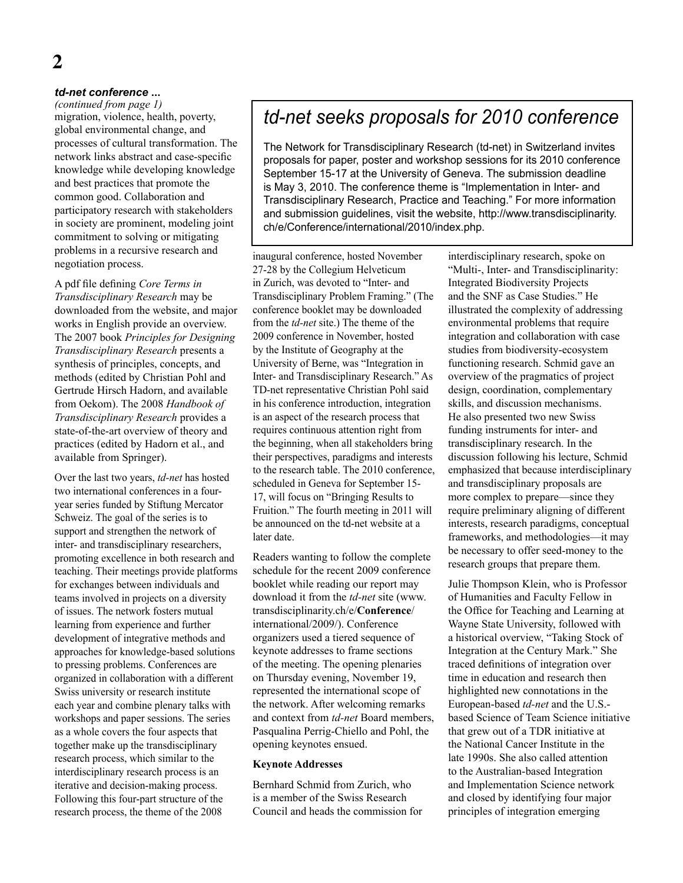### *td-net conference ...*

*(continued from page 1)*

migration, violence, health, poverty, global environmental change, and processes of cultural transformation. The network links abstract and case-specific knowledge while developing knowledge and best practices that promote the common good. Collaboration and participatory research with stakeholders in society are prominent, modeling joint commitment to solving or mitigating problems in a recursive research and negotiation process.

A pdf file defining *Core Terms in Transdisciplinary Research* may be downloaded from the website, and major works in English provide an overview. The 2007 book *Principles for Designing Transdisciplinary Research* presents a synthesis of principles, concepts, and methods (edited by Christian Pohl and Gertrude Hirsch Hadorn, and available from Oekom). The 2008 *Handbook of Transdisciplinary Research* provides a state-of-the-art overview of theory and practices (edited by Hadorn et al., and available from Springer).

Over the last two years, *td-net* has hosted two international conferences in a four-year series funded by Stiftung Mercator Schweiz. The goal of the series is to support and strengthen the network of inter- and transdisciplinary researchers, promoting excellence in both research and teaching. Their meetings provide platforms for exchanges between individuals and teams involved in projects on a diversity of issues. The network fosters mutual learning from experience and further development of integrative methods and approaches for knowledge-based solutions to pressing problems. Conferences are organized in collaboration with a different Swiss university or research institute each year and combine plenary talks with workshops and paper sessions. The series as a whole covers the four aspects that together make up the transdisciplinary research process, which similar to the interdisciplinary research process is an iterative and decision-making process. Following this four-part structure of the research process, the theme of the 2008 inaugural conference, hosted November 27-28 by the Collegium Helveticum in Zurich, was devoted to "Inter- and Transdisciplinary Problem Framing." (The conference booklet may be downloaded from the *td-net* site.) The theme of the 2009 conference in November, hosted by the Institute of Geography at the University of Berne, was "Integration in Inter- and Transdisciplinary Research." As TD-net representative Christian Pohl said in his conference introduction, integration is an aspect of the research process that requires continuous attention right from the beginning, when all stakeholders bring their perspectives, paradigms and interests to the research table. The 2010 conference, scheduled in Geneva for September 15-17, will focus on "Bringing Results to Fruition." The fourth meeting in 2011 will be announced on the td-net website at a later date.

Readers wanting to follow the complete schedule for the recent 2009 conference booklet while reading our report may download it from the *td-net* site (www.transdisciplinarity.ch/e/**Conference**/international/2009/). Conference organizers used a tiered sequence of keynote addresses to frame sections of the meeting. The opening plenaries on Thursday evening, November 19, represented the international scope of the network. After welcoming remarks and context from *td-net* Board members, Pasqualina Perrig-Chiello and Pohl, the opening keynotes ensued.

**Keynote Addresses**

Bernhard Schmid from Zurich, who is a member of the Swiss Research Council and heads the commission for interdisciplinary research, spoke on "Multi-, Inter- and Transdisciplinarity: Integrated Biodiversity Projects and the SNF as Case Studies." He illustrated the complexity of addressing environmental problems that require integration and collaboration with case studies from biodiversity-ecosystem functioning research. Schmid gave an overview of the pragmatics of project design, coordination, complementary skills, and discussion mechanisms. He also presented two new Swiss funding instruments for inter- and transdisciplinary research. In the discussion following his lecture, Schmid emphasized that because interdisciplinary and transdisciplinary proposals are more complex to prepare—since they require preliminary aligning of different interests, research paradigms, conceptual frameworks, and methodologies—it may be necessary to offer seed-money to the research groups that prepare them.

Julie Thompson Klein, who is Professor of Humanities and Faculty Fellow in the Office for Teaching and Learning at Wayne State University, followed with a historical overview, "Taking Stock of Integration at the Century Mark." She traced definitions of integration over time in education and research then highlighted new connotations in the European-based *td-net* and the U.S.-based Science of Team Science initiative that grew out of a TDR initiative at the National Cancer Institute in the late 1990s. She also called attention to the Australian-based Integration and Implementation Science network and closed by identifying four major principles of integration emerging

## *td-net seeks proposals for 2010 conference*

The Network for Transdisciplinary Research (td-net) in Switzerland invites proposals for paper, poster and workshop sessions for its 2010 conference September 15-17 at the University of Geneva. The submission deadline is May 3, 2010. The conference theme is "Implementation in Inter- and Transdisciplinary Research, Practice and Teaching." For more information and submission guidelines, visit the website, http://www.transdisciplinarity.ch/e/Conference/international/2010/index.php.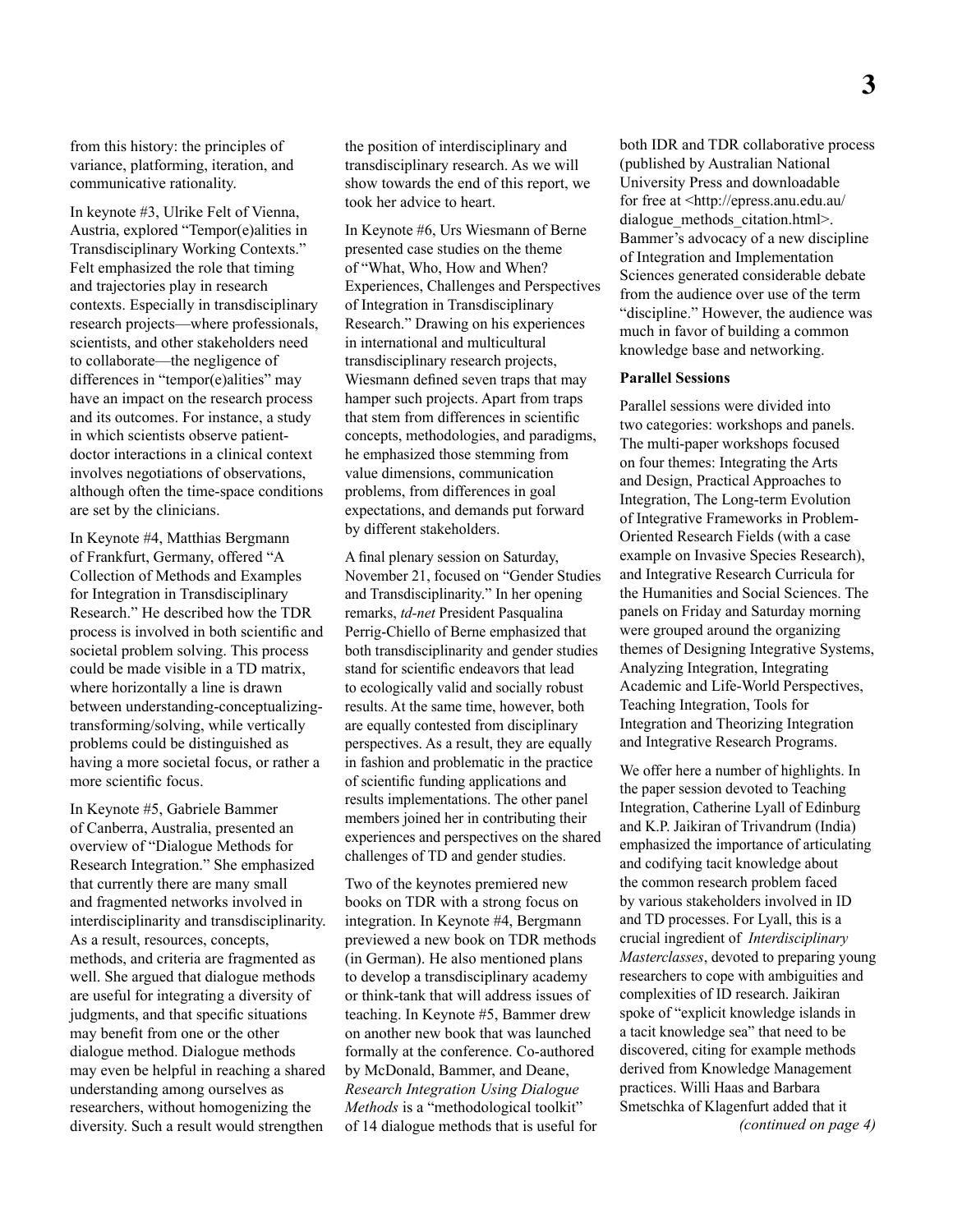from this history: the principles of variance, platforming, iteration, and communicative rationality.

In keynote #3, Ulrike Felt of Vienna, Austria, explored "Tempor(e)alities in Transdisciplinary Working Contexts." Felt emphasized the role that timing and trajectories play in research contexts. Especially in transdisciplinary research projects—where professionals, scientists, and other stakeholders need to collaborate—the negligence of differences in "tempor(e)alities" may have an impact on the research process and its outcomes. For instance, a study in which scientists observe patient-doctor interactions in a clinical context involves negotiations of observations, although often the time-space conditions are set by the clinicians.

In Keynote #4, Matthias Bergmann of Frankfurt, Germany, offered "A Collection of Methods and Examples for Integration in Transdisciplinary Research." He described how the TDR process is involved in both scientific and societal problem solving. This process could be made visible in a TD matrix, where horizontally a line is drawn between understanding-conceptualizing-transforming/solving, while vertically problems could be distinguished as having a more societal focus, or rather a more scientific focus.

In Keynote #5, Gabriele Bammer of Canberra, Australia, presented an overview of "Dialogue Methods for Research Integration." She emphasized that currently there are many small and fragmented networks involved in interdisciplinarity and transdisciplinarity. As a result, resources, concepts, methods, and criteria are fragmented as well. She argued that dialogue methods are useful for integrating a diversity of judgments, and that specific situations may benefit from one or the other dialogue method. Dialogue methods may even be helpful in reaching a shared understanding among ourselves as researchers, without homogenizing the diversity. Such a result would strengthen the position of interdisciplinary and transdisciplinary research. As we will show towards the end of this report, we took her advice to heart.

In Keynote #6, Urs Wiesmann of Berne presented case studies on the theme of "What, Who, How and When? Experiences, Challenges and Perspectives of Integration in Transdisciplinary Research." Drawing on his experiences in international and multicultural transdisciplinary research projects, Wiesmann defined seven traps that may hamper such projects. Apart from traps that stem from differences in scientific concepts, methodologies, and paradigms, he emphasized those stemming from value dimensions, communication problems, from differences in goal expectations, and demands put forward by different stakeholders.

A final plenary session on Saturday, November 21, focused on "Gender Studies and Transdisciplinarity." In her opening remarks, *td-net* President Pasqualina Perrig-Chiello of Berne emphasized that both transdisciplinarity and gender studies stand for scientific endeavors that lead to ecologically valid and socially robust results. At the same time, however, both are equally contested from disciplinary perspectives. As a result, they are equally in fashion and problematic in the practice of scientific funding applications and results implementations. The other panel members joined her in contributing their experiences and perspectives on the shared challenges of TD and gender studies.

Two of the keynotes premiered new books on TDR with a strong focus on integration. In Keynote #4, Bergmann previewed a new book on TDR methods (in German). He also mentioned plans to develop a transdisciplinary academy or think-tank that will address issues of teaching. In Keynote #5, Bammer drew on another new book that was launched formally at the conference. Co-authored by McDonald, Bammer, and Deane, *Research Integration Using Dialogue Methods* is a "methodological toolkit" of 14 dialogue methods that is useful for both IDR and TDR collaborative process (published by Australian National University Press and downloadable for free at <http://epress.anu.edu.au/dialogue_methods_citation.html>. Bammer's advocacy of a new discipline of Integration and Implementation Sciences generated considerable debate from the audience over use of the term "discipline." However, the audience was much in favor of building a common knowledge base and networking.

**Parallel Sessions**

Parallel sessions were divided into two categories: workshops and panels. The multi-paper workshops focused on four themes: Integrating the Arts and Design, Practical Approaches to Integration, The Long-term Evolution of Integrative Frameworks in Problem-Oriented Research Fields (with a case example on Invasive Species Research), and Integrative Research Curricula for the Humanities and Social Sciences. The panels on Friday and Saturday morning were grouped around the organizing themes of Designing Integrative Systems, Analyzing Integration, Integrating Academic and Life-World Perspectives, Teaching Integration, Tools for Integration and Theorizing Integration and Integrative Research Programs.

We offer here a number of highlights. In the paper session devoted to Teaching Integration, Catherine Lyall of Edinburg and K.P. Jaikiran of Trivandrum (India) emphasized the importance of articulating and codifying tacit knowledge about the common research problem faced by various stakeholders involved in ID and TD processes. For Lyall, this is a crucial ingredient of *Interdisciplinary Masterclasses*, devoted to preparing young researchers to cope with ambiguities and complexities of ID research. Jaikiran spoke of "explicit knowledge islands in a tacit knowledge sea" that need to be discovered, citing for example methods derived from Knowledge Management practices. Willi Haas and Barbara Smetschka of Klagenfurt added that it

*(continued on page 4)*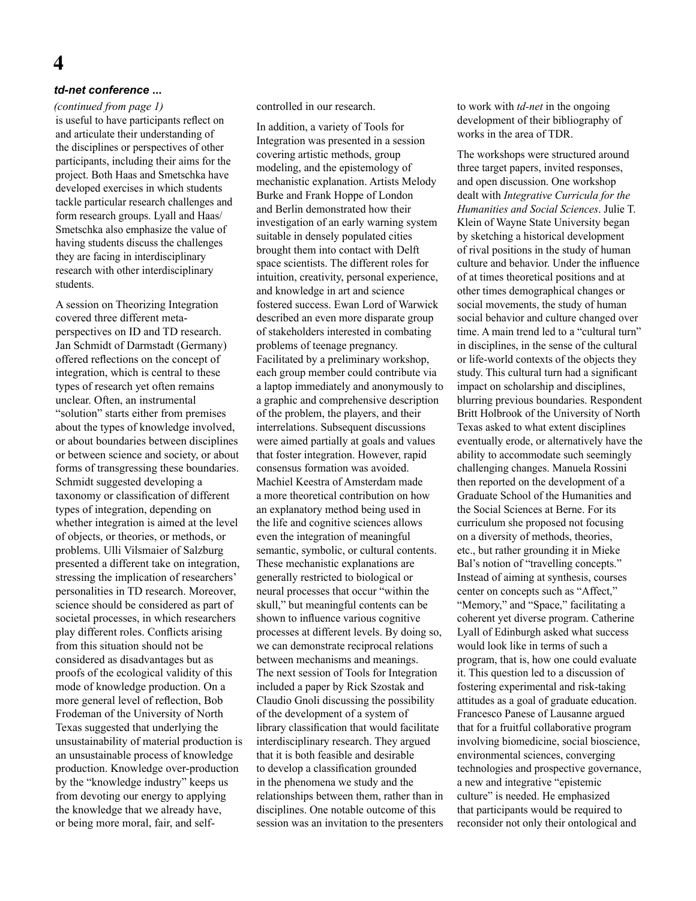### *td-net conference ...*

*(continued from page 1)*

is useful to have participants reflect on and articulate their understanding of the disciplines or perspectives of other participants, including their aims for the project. Both Haas and Smetschka have developed exercises in which students tackle particular research challenges and form research groups. Lyall and Haas/Smetschka also emphasize the value of having students discuss the challenges they are facing in interdisciplinary research with other interdisciplinary students.

A session on Theorizing Integration covered three different meta-perspectives on ID and TD research. Jan Schmidt of Darmstadt (Germany) offered reflections on the concept of integration, which is central to these types of research yet often remains unclear. Often, an instrumental "solution" starts either from premises about the types of knowledge involved, or about boundaries between disciplines or between science and society, or about forms of transgressing these boundaries. Schmidt suggested developing a taxonomy or classification of different types of integration, depending on whether integration is aimed at the level of objects, or theories, or methods, or problems. Ulli Vilsmaier of Salzburg presented a different take on integration, stressing the implication of researchers' personalities in TD research. Moreover, science should be considered as part of societal processes, in which researchers play different roles. Conflicts arising from this situation should not be considered as disadvantages but as proofs of the ecological validity of this mode of knowledge production. On a more general level of reflection, Bob Frodeman of the University of North Texas suggested that underlying the unsustainability of material production is an unsustainable process of knowledge production. Knowledge over-production by the "knowledge industry" keeps us from devoting our energy to applying the knowledge that we already have, or being more moral, fair, and self-controlled in our research.

In addition, a variety of Tools for Integration was presented in a session covering artistic methods, group modeling, and the epistemology of mechanistic explanation. Artists Melody Burke and Frank Hoppe of London and Berlin demonstrated how their investigation of an early warning system suitable in densely populated cities brought them into contact with Delft space scientists. The different roles for intuition, creativity, personal experience, and knowledge in art and science fostered success. Ewan Lord of Warwick described an even more disparate group of stakeholders interested in combating problems of teenage pregnancy. Facilitated by a preliminary workshop, each group member could contribute via a laptop immediately and anonymously to a graphic and comprehensive description of the problem, the players, and their interrelations. Subsequent discussions were aimed partially at goals and values that foster integration. However, rapid consensus formation was avoided. Machiel Keestra of Amsterdam made a more theoretical contribution on how an explanatory method being used in the life and cognitive sciences allows even the integration of meaningful semantic, symbolic, or cultural contents. These mechanistic explanations are generally restricted to biological or neural processes that occur "within the skull," but meaningful contents can be shown to influence various cognitive processes at different levels. By doing so, we can demonstrate reciprocal relations between mechanisms and meanings. The next session of Tools for Integration included a paper by Rick Szostak and Claudio Gnoli discussing the possibility of the development of a system of library classification that would facilitate interdisciplinary research. They argued that it is both feasible and desirable to develop a classification grounded in the phenomena we study and the relationships between them, rather than in disciplines. One notable outcome of this session was an invitation to the presenters to work with *td-net* in the ongoing development of their bibliography of works in the area of TDR.

The workshops were structured around three target papers, invited responses, and open discussion. One workshop dealt with *Integrative Curricula for the Humanities and Social Sciences*. Julie T. Klein of Wayne State University began by sketching a historical development of rival positions in the study of human culture and behavior. Under the influence of at times theoretical positions and at other times demographical changes or social movements, the study of human social behavior and culture changed over time. A main trend led to a "cultural turn" in disciplines, in the sense of the cultural or life-world contexts of the objects they study. This cultural turn had a significant impact on scholarship and disciplines, blurring previous boundaries. Respondent Britt Holbrook of the University of North Texas asked to what extent disciplines eventually erode, or alternatively have the ability to accommodate such seemingly challenging changes. Manuela Rossini then reported on the development of a Graduate School of the Humanities and the Social Sciences at Berne. For its curriculum she proposed not focusing on a diversity of methods, theories, etc., but rather grounding it in Mieke Bal's notion of "travelling concepts." Instead of aiming at synthesis, courses center on concepts such as "Affect," "Memory," and "Space," facilitating a coherent yet diverse program. Catherine Lyall of Edinburgh asked what success would look like in terms of such a program, that is, how one could evaluate it. This question led to a discussion of fostering experimental and risk-taking attitudes as a goal of graduate education. Francesco Panese of Lausanne argued that for a fruitful collaborative program involving biomedicine, social bioscience, environmental sciences, converging technologies and prospective governance, a new and integrative "epistemic culture" is needed. He emphasized that participants would be required to reconsider not only their ontological and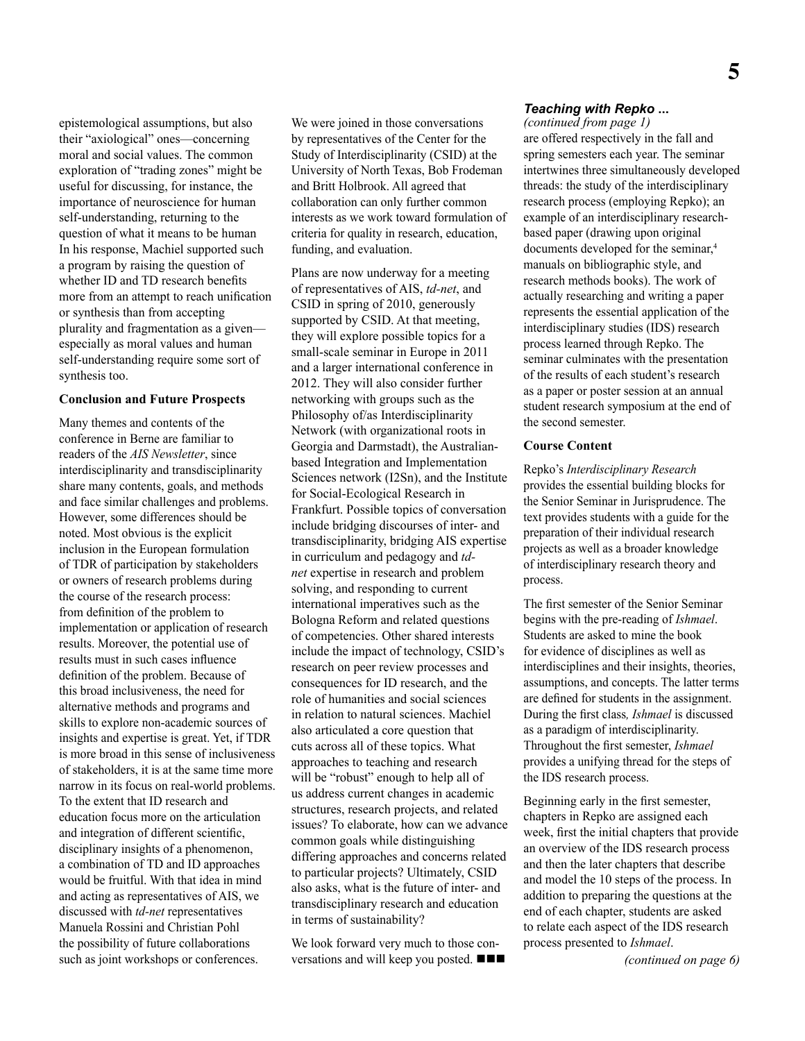epistemological assumptions, but also their "axiological" ones—concerning moral and social values. The common exploration of "trading zones" might be useful for discussing, for instance, the importance of neuroscience for human self-understanding, returning to the question of what it means to be human In his response, Machiel supported such a program by raising the question of whether ID and TD research benefits more from an attempt to reach unification or synthesis than from accepting plurality and fragmentation as a given—especially as moral values and human self-understanding require some sort of synthesis too.

**Conclusion and Future Prospects**

Many themes and contents of the conference in Berne are familiar to readers of the *AIS Newsletter*, since interdisciplinarity and transdisciplinarity share many contents, goals, and methods and face similar challenges and problems. However, some differences should be noted. Most obvious is the explicit inclusion in the European formulation of TDR of participation by stakeholders or owners of research problems during the course of the research process: from definition of the problem to implementation or application of research results. Moreover, the potential use of results must in such cases influence definition of the problem. Because of this broad inclusiveness, the need for alternative methods and programs and skills to explore non-academic sources of insights and expertise is great. Yet, if TDR is more broad in this sense of inclusiveness of stakeholders, it is at the same time more narrow in its focus on real-world problems. To the extent that ID research and education focus more on the articulation and integration of different scientific, disciplinary insights of a phenomenon, a combination of TD and ID approaches would be fruitful. With that idea in mind and acting as representatives of AIS, we discussed with *td-net* representatives Manuela Rossini and Christian Pohl the possibility of future collaborations such as joint workshops or conferences.

We were joined in those conversations by representatives of the Center for the Study of Interdisciplinarity (CSID) at the University of North Texas, Bob Frodeman and Britt Holbrook. All agreed that collaboration can only further common interests as we work toward formulation of criteria for quality in research, education, funding, and evaluation.

Plans are now underway for a meeting of representatives of AIS, *td-net*, and CSID in spring of 2010, generously supported by CSID. At that meeting, they will explore possible topics for a small-scale seminar in Europe in 2011 and a larger international conference in 2012. They will also consider further networking with groups such as the Philosophy of/as Interdisciplinarity Network (with organizational roots in Georgia and Darmstadt), the Australian-based Integration and Implementation Sciences network (I2Sn), and the Institute for Social-Ecological Research in Frankfurt. Possible topics of conversation include bridging discourses of inter- and transdisciplinarity, bridging AIS expertise in curriculum and pedagogy and *td-net* expertise in research and problem solving, and responding to current international imperatives such as the Bologna Reform and related questions of competencies. Other shared interests include the impact of technology, CSID's research on peer review processes and consequences for ID research, and the role of humanities and social sciences in relation to natural sciences. Machiel also articulated a core question that cuts across all of these topics. What approaches to teaching and research will be "robust" enough to help all of us address current changes in academic structures, research projects, and related issues? To elaborate, how can we advance common goals while distinguishing differing approaches and concerns related to particular projects? Ultimately, CSID also asks, what is the future of inter- and transdisciplinary research and education in terms of sustainability?

We look forward very much to those conversations and will keep you posted. ■■■

### *Teaching with Repko ...*

*(continued from page 1)*

are offered respectively in the fall and spring semesters each year. The seminar intertwines three simultaneously developed threads: the study of the interdisciplinary research process (employing Repko); an example of an interdisciplinary research-based paper (drawing upon original documents developed for the seminar,[4] manuals on bibliographic style, and research methods books). The work of actually researching and writing a paper represents the essential application of the interdisciplinary studies (IDS) research process learned through Repko. The seminar culminates with the presentation of the results of each student's research as a paper or poster session at an annual student research symposium at the end of the second semester.

**Course Content**

Repko's *Interdisciplinary Research* provides the essential building blocks for the Senior Seminar in Jurisprudence. The text provides students with a guide for the preparation of their individual research projects as well as a broader knowledge of interdisciplinary research theory and process.

The first semester of the Senior Seminar begins with the pre-reading of *Ishmael*. Students are asked to mine the book for evidence of disciplines as well as interdisciplines and their insights, theories, assumptions, and concepts. The latter terms are defined for students in the assignment. During the first class, *Ishmael* is discussed as a paradigm of interdisciplinarity. Throughout the first semester, *Ishmael* provides a unifying thread for the steps of the IDS research process.

Beginning early in the first semester, chapters in Repko are assigned each week, first the initial chapters that provide an overview of the IDS research process and then the later chapters that describe and model the 10 steps of the process. In addition to preparing the questions at the end of each chapter, students are asked to relate each aspect of the IDS research process presented to *Ishmael*.

*(continued on page 6)*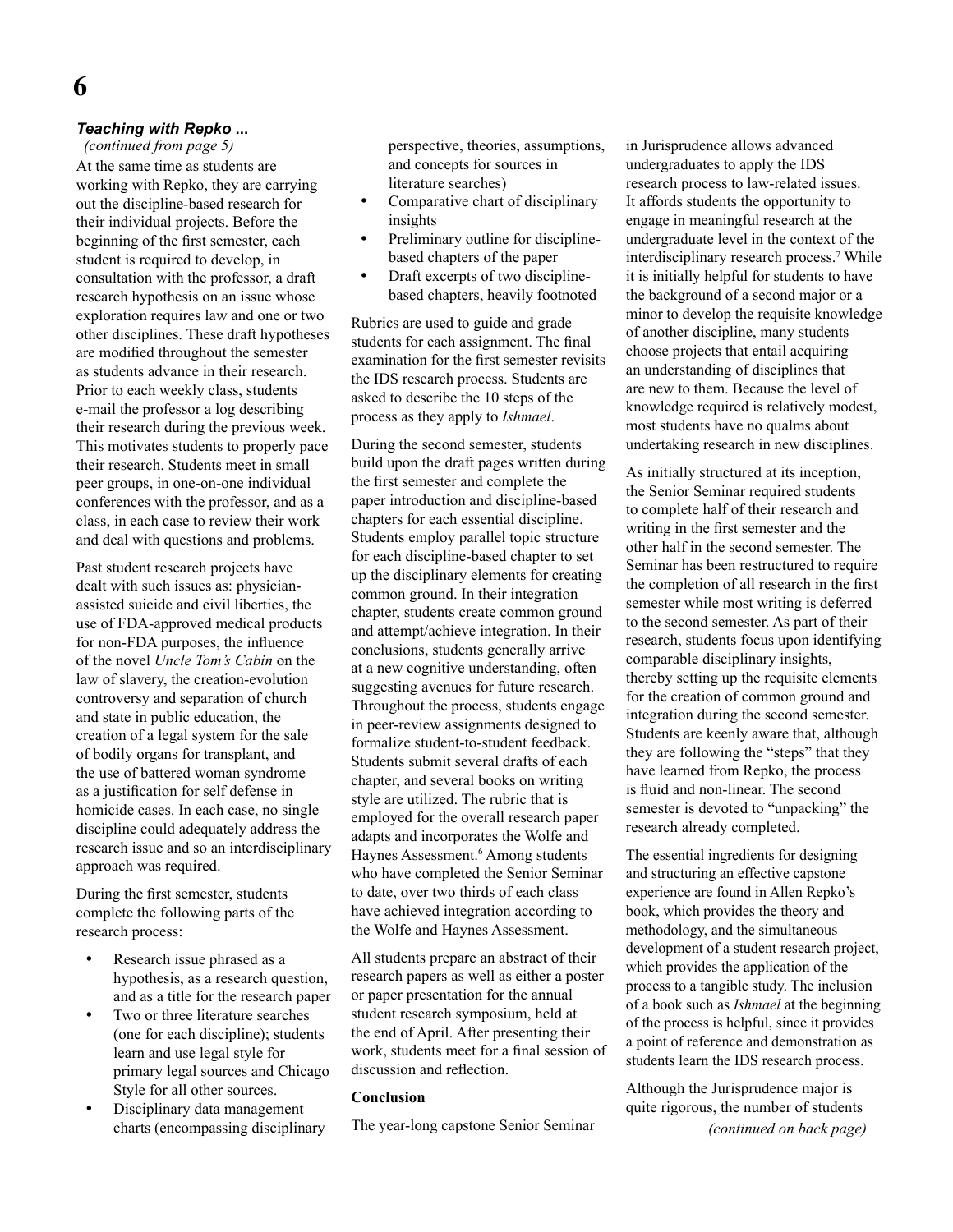### *Teaching with Repko ...*

*(continued from page 5)*

At the same time as students are working with Repko, they are carrying out the discipline-based research for their individual projects. Before the beginning of the first semester, each student is required to develop, in consultation with the professor, a draft research hypothesis on an issue whose exploration requires law and one or two other disciplines. These draft hypotheses are modified throughout the semester as students advance in their research. Prior to each weekly class, students e-mail the professor a log describing their research during the previous week. This motivates students to properly pace their research. Students meet in small peer groups, in one-on-one individual conferences with the professor, and as a class, in each case to review their work and deal with questions and problems.

Past student research projects have dealt with such issues as: physician-assisted suicide and civil liberties, the use of FDA-approved medical products for non-FDA purposes, the influence of the novel *Uncle Tom's Cabin* on the law of slavery, the creation-evolution controversy and separation of church and state in public education, the creation of a legal system for the sale of bodily organs for transplant, and the use of battered woman syndrome as a justification for self defense in homicide cases. In each case, no single discipline could adequately address the research issue and so an interdisciplinary approach was required.

During the first semester, students complete the following parts of the research process:

- Research issue phrased as a hypothesis, as a research question, and as a title for the research paper
- Two or three literature searches (one for each discipline); students learn and use legal style for primary legal sources and Chicago Style for all other sources.
- Disciplinary data management charts (encompassing disciplinary perspective, theories, assumptions, and concepts for sources in literature searches)
- Comparative chart of disciplinary insights
- Preliminary outline for discipline-based chapters of the paper
- Draft excerpts of two discipline-based chapters, heavily footnoted

Rubrics are used to guide and grade students for each assignment. The final examination for the first semester revisits the IDS research process. Students are asked to describe the 10 steps of the process as they apply to *Ishmael*.

During the second semester, students build upon the draft pages written during the first semester and complete the paper introduction and discipline-based chapters for each essential discipline. Students employ parallel topic structure for each discipline-based chapter to set up the disciplinary elements for creating common ground. In their integration chapter, students create common ground and attempt/achieve integration. In their conclusions, students generally arrive at a new cognitive understanding, often suggesting avenues for future research. Throughout the process, students engage in peer-review assignments designed to formalize student-to-student feedback. Students submit several drafts of each chapter, and several books on writing style are utilized. The rubric that is employed for the overall research paper adapts and incorporates the Wolfe and Haynes Assessment.[6] Among students who have completed the Senior Seminar to date, over two thirds of each class have achieved integration according to the Wolfe and Haynes Assessment.

All students prepare an abstract of their research papers as well as either a poster or paper presentation for the annual student research symposium, held at the end of April. After presenting their work, students meet for a final session of discussion and reflection.

#### Conclusion

The year-long capstone Senior Seminar in Jurisprudence allows advanced undergraduates to apply the IDS research process to law-related issues. It affords students the opportunity to engage in meaningful research at the undergraduate level in the context of the interdisciplinary research process.[7] While it is initially helpful for students to have the background of a second major or a minor to develop the requisite knowledge of another discipline, many students choose projects that entail acquiring an understanding of disciplines that are new to them. Because the level of knowledge required is relatively modest, most students have no qualms about undertaking research in new disciplines.

As initially structured at its inception, the Senior Seminar required students to complete half of their research and writing in the first semester and the other half in the second semester. The Seminar has been restructured to require the completion of all research in the first semester while most writing is deferred to the second semester. As part of their research, students focus upon identifying comparable disciplinary insights, thereby setting up the requisite elements for the creation of common ground and integration during the second semester. Students are keenly aware that, although they are following the "steps" that they have learned from Repko, the process is fluid and non-linear. The second semester is devoted to "unpacking" the research already completed.

The essential ingredients for designing and structuring an effective capstone experience are found in Allen Repko's book, which provides the theory and methodology, and the simultaneous development of a student research project, which provides the application of the process to a tangible study. The inclusion of a book such as *Ishmael* at the beginning of the process is helpful, since it provides a point of reference and demonstration as students learn the IDS research process.

Although the Jurisprudence major is quite rigorous, the number of students

*(continued on back page)*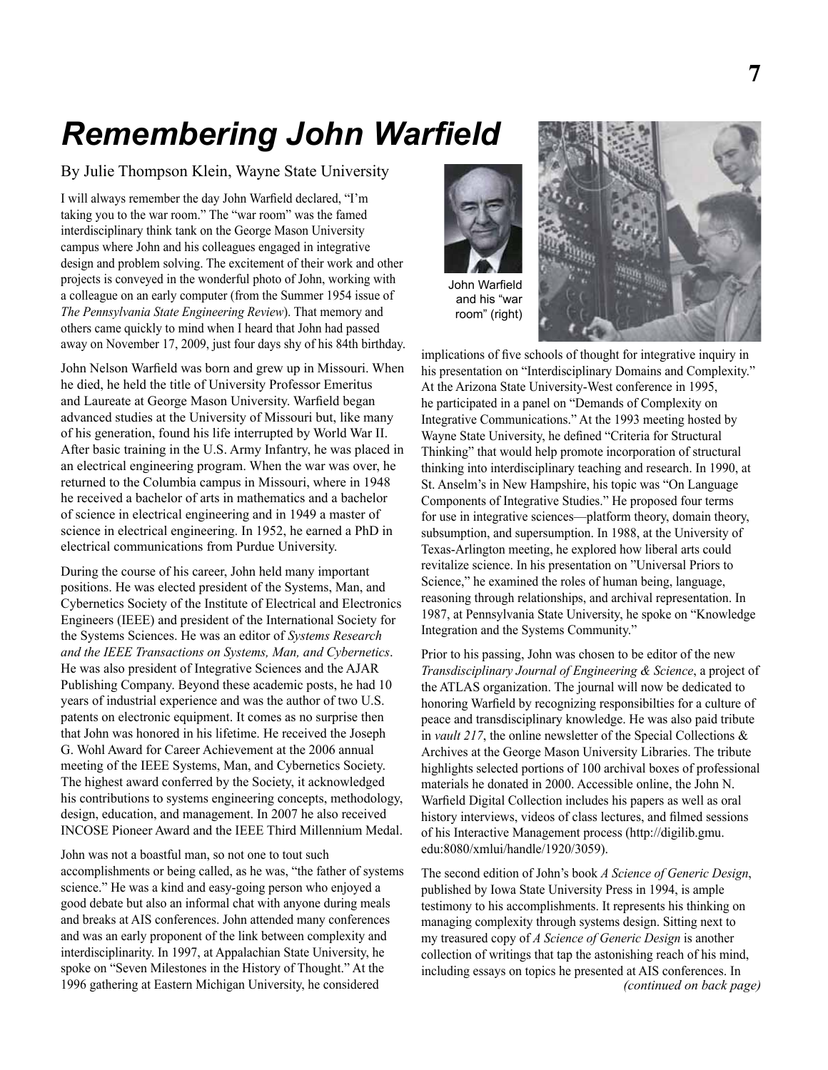# Remembering John Warfield

By Julie Thompson Klein, Wayne State University

I will always remember the day John Warfield declared, "I'm taking you to the war room." The "war room" was the famed interdisciplinary think tank on the George Mason University campus where John and his colleagues engaged in integrative design and problem solving. The excitement of their work and other projects is conveyed in the wonderful photo of John, working with a colleague on an early computer (from the Summer 1954 issue of *The Pennsylvania State Engineering Review*). That memory and others came quickly to mind when I heard that John had passed away on November 17, 2009, just four days shy of his 84th birthday.

John Nelson Warfield was born and grew up in Missouri. When he died, he held the title of University Professor Emeritus and Laureate at George Mason University. Warfield began advanced studies at the University of Missouri but, like many of his generation, found his life interrupted by World War II. After basic training in the U.S. Army Infantry, he was placed in an electrical engineering program. When the war was over, he returned to the Columbia campus in Missouri, where in 1948 he received a bachelor of arts in mathematics and a bachelor of science in electrical engineering and in 1949 a master of science in electrical engineering. In 1952, he earned a PhD in electrical communications from Purdue University.

During the course of his career, John held many important positions. He was elected president of the Systems, Man, and Cybernetics Society of the Institute of Electrical and Electronics Engineers (IEEE) and president of the International Society for the Systems Sciences. He was an editor of *Systems Research and the IEEE Transactions on Systems, Man, and Cybernetics*. He was also president of Integrative Sciences and the AJAR Publishing Company. Beyond these academic posts, he had 10 years of industrial experience and was the author of two U.S. patents on electronic equipment. It comes as no surprise then that John was honored in his lifetime. He received the Joseph G. Wohl Award for Career Achievement at the 2006 annual meeting of the IEEE Systems, Man, and Cybernetics Society. The highest award conferred by the Society, it acknowledged his contributions to systems engineering concepts, methodology, design, education, and management. In 2007 he also received INCOSE Pioneer Award and the IEEE Third Millennium Medal.

John was not a boastful man, so not one to tout such accomplishments or being called, as he was, "the father of systems science." He was a kind and easy-going person who enjoyed a good debate but also an informal chat with anyone during meals and breaks at AIS conferences. John attended many conferences and was an early proponent of the link between complexity and interdisciplinarity. In 1997, at Appalachian State University, he spoke on "Seven Milestones in the History of Thought." At the 1996 gathering at Eastern Michigan University, he considered implications of five schools of thought for integrative inquiry in his presentation on "Interdisciplinary Domains and Complexity." At the Arizona State University-West conference in 1995, he participated in a panel on "Demands of Complexity on Integrative Communications." At the 1993 meeting hosted by Wayne State University, he defined "Criteria for Structural Thinking" that would help promote incorporation of structural thinking into interdisciplinary teaching and research. In 1990, at St. Anselm's in New Hampshire, his topic was "On Language Components of Integrative Studies." He proposed four terms for use in integrative sciences—platform theory, domain theory, subsumption, and supersumption. In 1988, at the University of Texas-Arlington meeting, he explored how liberal arts could revitalize science. In his presentation on "Universal Priors to Science," he examined the roles of human being, language, reasoning through relationships, and archival representation. In 1987, at Pennsylvania State University, he spoke on "Knowledge Integration and the Systems Community."

John Warfield and his "war room" (right)

Prior to his passing, John was chosen to be editor of the new *Transdisciplinary Journal of Engineering & Science*, a project of the ATLAS organization. The journal will now be dedicated to honoring Warfield by recognizing responsibilties for a culture of peace and transdisciplinary knowledge. He was also paid tribute in *vault 217*, the online newsletter of the Special Collections & Archives at the George Mason University Libraries. The tribute highlights selected portions of 100 archival boxes of professional materials he donated in 2000. Accessible online, the John N. Warfield Digital Collection includes his papers as well as oral history interviews, videos of class lectures, and filmed sessions of his Interactive Management process (http://digilib.gmu.edu:8080/xmlui/handle/1920/3059).

The second edition of John's book *A Science of Generic Design*, published by Iowa State University Press in 1994, is ample testimony to his accomplishments. It represents his thinking on managing complexity through systems design. Sitting next to my treasured copy of *A Science of Generic Design* is another collection of writings that tap the astonishing reach of his mind, including essays on topics he presented at AIS conferences. In

*(continued on back page)*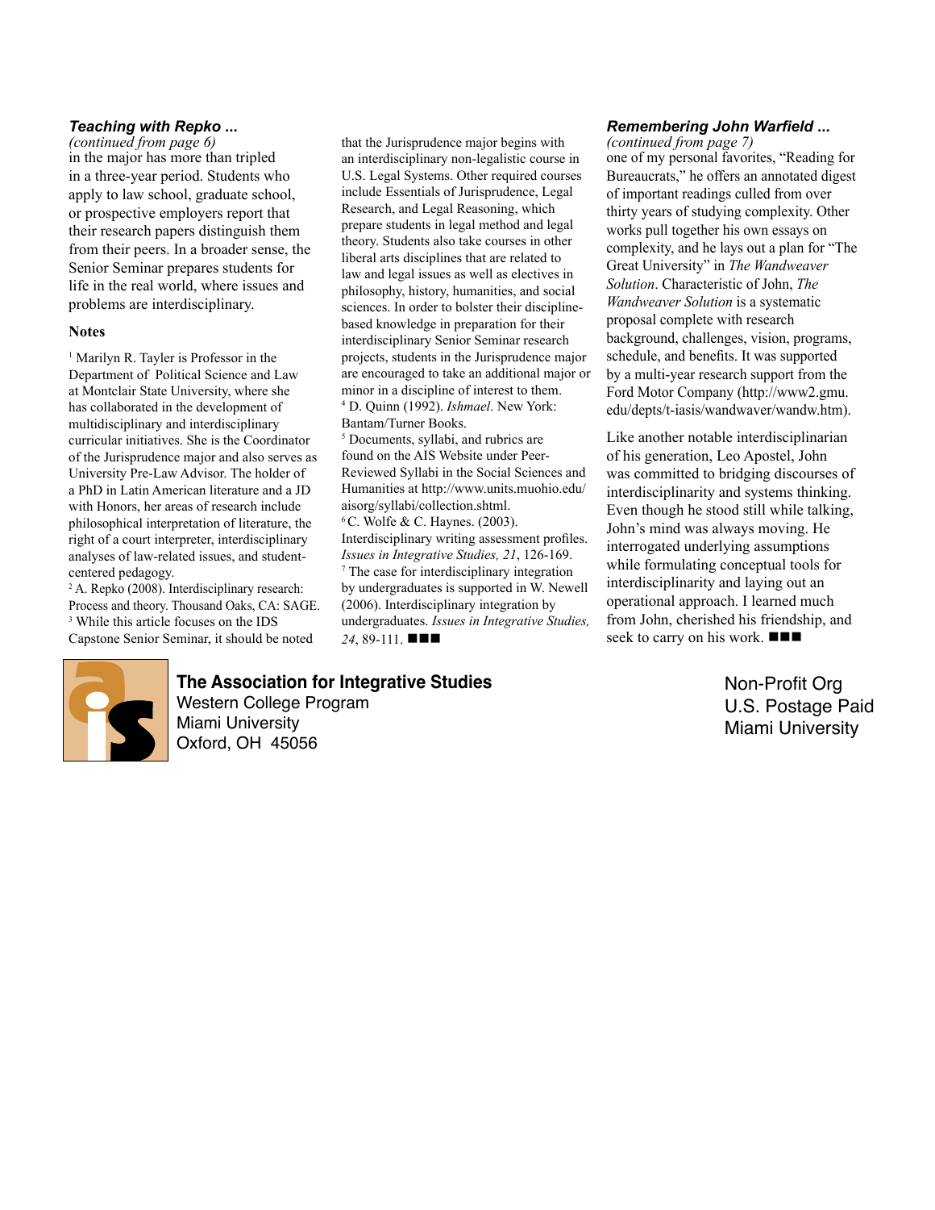***Teaching with Repko ...***

*(continued from page 6)*

in the major has more than tripled in a three-year period. Students who apply to law school, graduate school, or prospective employers report that their research papers distinguish them from their peers. In a broader sense, the Senior Seminar prepares students for life in the real world, where issues and problems are interdisciplinary.

### Notes

[1] Marilyn R. Tayler is Professor in the Department of Political Science and Law at Montclair State University, where she has collaborated in the development of multidisciplinary and interdisciplinary curricular initiatives. She is the Coordinator of the Jurisprudence major and also serves as University Pre-Law Advisor. The holder of a PhD in Latin American literature and a JD with Honors, her areas of research include philosophical interpretation of literature, the right of a court interpreter, interdisciplinary analyses of law-related issues, and student-centered pedagogy.

[2] A. Repko (2008). Interdisciplinary research: Process and theory. Thousand Oaks, CA: SAGE.

[3] While this article focuses on the IDS Capstone Senior Seminar, it should be noted that the Jurisprudence major begins with an interdisciplinary non-legalistic course in U.S. Legal Systems. Other required courses include Essentials of Jurisprudence, Legal Research, and Legal Reasoning, which prepare students in legal method and legal theory. Students also take courses in other liberal arts disciplines that are related to law and legal issues as well as electives in philosophy, history, humanities, and social sciences. In order to bolster their discipline-based knowledge in preparation for their interdisciplinary Senior Seminar research projects, students in the Jurisprudence major are encouraged to take an additional major or minor in a discipline of interest to them.

[4] D. Quinn (1992). *Ishmael*. New York: Bantam/Turner Books.

[5] Documents, syllabi, and rubrics are found on the AIS Website under Peer-Reviewed Syllabi in the Social Sciences and Humanities at http://www.units.muohio.edu/aisorg/syllabi/collection.shtml.

[6] C. Wolfe & C. Haynes. (2003). Interdisciplinary writing assessment profiles. *Issues in Integrative Studies, 21*, 126-169.

[7] The case for interdisciplinary integration by undergraduates is supported in W. Newell (2006). Interdisciplinary integration by undergraduates. *Issues in Integrative Studies, 24*, 89-111. ■■■

***Remembering John Warfield ...***

*(continued from page 7)*

one of my personal favorites, "Reading for Bureaucrats," he offers an annotated digest of important readings culled from over thirty years of studying complexity. Other works pull together his own essays on complexity, and he lays out a plan for "The Great University" in *The Wandweaver Solution*. Characteristic of John, *The Wandweaver Solution* is a systematic proposal complete with research background, challenges, vision, programs, schedule, and benefits. It was supported by a multi-year research support from the Ford Motor Company (http://www2.gmu.edu/depts/t-iasis/wandwaver/wandw.htm).

Like another notable interdisciplinarian of his generation, Leo Apostel, John was committed to bridging discourses of interdisciplinarity and systems thinking. Even though he stood still while talking, John's mind was always moving. He interrogated underlying assumptions while formulating conceptual tools for interdisciplinarity and laying out an operational approach. I learned much from John, cherished his friendship, and seek to carry on his work. ■■■

**The Association for Integrative Studies**
Western College Program
Miami University
Oxford, OH 45056

Non-Profit Org
U.S. Postage Paid
Miami University